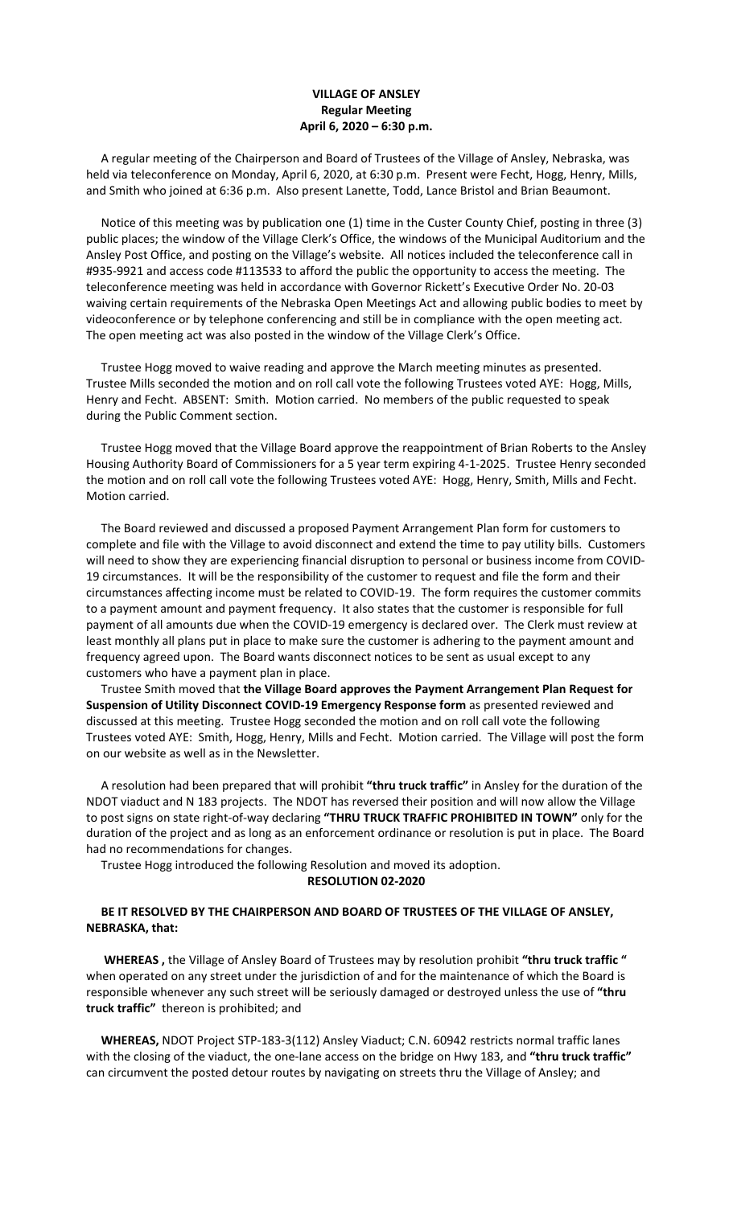**VILLAGE OF ANSLEY**
**Regular Meeting**
**April 6, 2020 – 6:30 p.m.**

A regular meeting of the Chairperson and Board of Trustees of the Village of Ansley, Nebraska, was held via teleconference on Monday, April 6, 2020, at 6:30 p.m. Present were Fecht, Hogg, Henry, Mills, and Smith who joined at 6:36 p.m. Also present Lanette, Todd, Lance Bristol and Brian Beaumont.

Notice of this meeting was by publication one (1) time in the Custer County Chief, posting in three (3) public places; the window of the Village Clerk's Office, the windows of the Municipal Auditorium and the Ansley Post Office, and posting on the Village's website. All notices included the teleconference call in #935-9921 and access code #113533 to afford the public the opportunity to access the meeting. The teleconference meeting was held in accordance with Governor Rickett's Executive Order No. 20-03 waiving certain requirements of the Nebraska Open Meetings Act and allowing public bodies to meet by videoconference or by telephone conferencing and still be in compliance with the open meeting act. The open meeting act was also posted in the window of the Village Clerk's Office.

Trustee Hogg moved to waive reading and approve the March meeting minutes as presented. Trustee Mills seconded the motion and on roll call vote the following Trustees voted AYE: Hogg, Mills, Henry and Fecht. ABSENT: Smith. Motion carried. No members of the public requested to speak during the Public Comment section.

Trustee Hogg moved that the Village Board approve the reappointment of Brian Roberts to the Ansley Housing Authority Board of Commissioners for a 5 year term expiring 4-1-2025. Trustee Henry seconded the motion and on roll call vote the following Trustees voted AYE: Hogg, Henry, Smith, Mills and Fecht. Motion carried.

The Board reviewed and discussed a proposed Payment Arrangement Plan form for customers to complete and file with the Village to avoid disconnect and extend the time to pay utility bills. Customers will need to show they are experiencing financial disruption to personal or business income from COVID-19 circumstances. It will be the responsibility of the customer to request and file the form and their circumstances affecting income must be related to COVID-19. The form requires the customer commits to a payment amount and payment frequency. It also states that the customer is responsible for full payment of all amounts due when the COVID-19 emergency is declared over. The Clerk must review at least monthly all plans put in place to make sure the customer is adhering to the payment amount and frequency agreed upon. The Board wants disconnect notices to be sent as usual except to any customers who have a payment plan in place.

Trustee Smith moved that **the Village Board approves the Payment Arrangement Plan Request for Suspension of Utility Disconnect COVID-19 Emergency Response form** as presented reviewed and discussed at this meeting. Trustee Hogg seconded the motion and on roll call vote the following Trustees voted AYE: Smith, Hogg, Henry, Mills and Fecht. Motion carried. The Village will post the form on our website as well as in the Newsletter.

A resolution had been prepared that will prohibit **"thru truck traffic"** in Ansley for the duration of the NDOT viaduct and N 183 projects. The NDOT has reversed their position and will now allow the Village to post signs on state right-of-way declaring **"THRU TRUCK TRAFFIC PROHIBITED IN TOWN"** only for the duration of the project and as long as an enforcement ordinance or resolution is put in place. The Board had no recommendations for changes.

Trustee Hogg introduced the following Resolution and moved its adoption.

**RESOLUTION 02-2020**

**BE IT RESOLVED BY THE CHAIRPERSON AND BOARD OF TRUSTEES OF THE VILLAGE OF ANSLEY, NEBRASKA, that:**

**WHEREAS ,** the Village of Ansley Board of Trustees may by resolution prohibit **"thru truck traffic "** when operated on any street under the jurisdiction of and for the maintenance of which the Board is responsible whenever any such street will be seriously damaged or destroyed unless the use of **"thru truck traffic"** thereon is prohibited; and

**WHEREAS,** NDOT Project STP-183-3(112) Ansley Viaduct; C.N. 60942 restricts normal traffic lanes with the closing of the viaduct, the one-lane access on the bridge on Hwy 183, and **"thru truck traffic"** can circumvent the posted detour routes by navigating on streets thru the Village of Ansley; and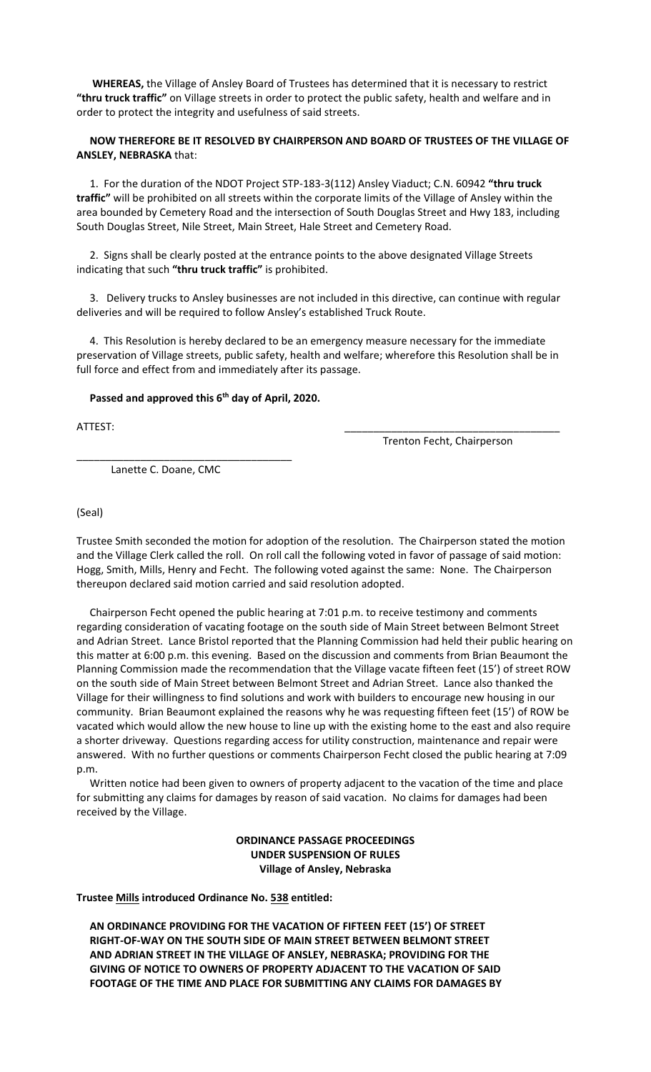**WHEREAS,** the Village of Ansley Board of Trustees has determined that it is necessary to restrict **"thru truck traffic"** on Village streets in order to protect the public safety, health and welfare and in order to protect the integrity and usefulness of said streets.

**NOW THEREFORE BE IT RESOLVED BY CHAIRPERSON AND BOARD OF TRUSTEES OF THE VILLAGE OF ANSLEY, NEBRASKA** that:

1. For the duration of the NDOT Project STP-183-3(112) Ansley Viaduct; C.N. 60942 **"thru truck traffic"** will be prohibited on all streets within the corporate limits of the Village of Ansley within the area bounded by Cemetery Road and the intersection of South Douglas Street and Hwy 183, including South Douglas Street, Nile Street, Main Street, Hale Street and Cemetery Road.

2. Signs shall be clearly posted at the entrance points to the above designated Village Streets indicating that such **"thru truck traffic"** is prohibited.

3. Delivery trucks to Ansley businesses are not included in this directive, can continue with regular deliveries and will be required to follow Ansley's established Truck Route.

4. This Resolution is hereby declared to be an emergency measure necessary for the immediate preservation of Village streets, public safety, health and welfare; wherefore this Resolution shall be in full force and effect from and immediately after its passage.

**Passed and approved this 6th day of April, 2020.**

ATTEST:

_____________________________________
Trenton Fecht, Chairperson

_____________________________________
Lanette C. Doane, CMC

(Seal)

Trustee Smith seconded the motion for adoption of the resolution. The Chairperson stated the motion and the Village Clerk called the roll. On roll call the following voted in favor of passage of said motion: Hogg, Smith, Mills, Henry and Fecht. The following voted against the same: None. The Chairperson thereupon declared said motion carried and said resolution adopted.

Chairperson Fecht opened the public hearing at 7:01 p.m. to receive testimony and comments regarding consideration of vacating footage on the south side of Main Street between Belmont Street and Adrian Street. Lance Bristol reported that the Planning Commission had held their public hearing on this matter at 6:00 p.m. this evening. Based on the discussion and comments from Brian Beaumont the Planning Commission made the recommendation that the Village vacate fifteen feet (15') of street ROW on the south side of Main Street between Belmont Street and Adrian Street. Lance also thanked the Village for their willingness to find solutions and work with builders to encourage new housing in our community. Brian Beaumont explained the reasons why he was requesting fifteen feet (15') of ROW be vacated which would allow the new house to line up with the existing home to the east and also require a shorter driveway. Questions regarding access for utility construction, maintenance and repair were answered. With no further questions or comments Chairperson Fecht closed the public hearing at 7:09 p.m.

Written notice had been given to owners of property adjacent to the vacation of the time and place for submitting any claims for damages by reason of said vacation. No claims for damages had been received by the Village.

**ORDINANCE PASSAGE PROCEEDINGS**
**UNDER SUSPENSION OF RULES**
**Village of Ansley, Nebraska**

**Trustee Mills introduced Ordinance No. 538 entitled:**

**AN ORDINANCE PROVIDING FOR THE VACATION OF FIFTEEN FEET (15') OF STREET RIGHT-OF-WAY ON THE SOUTH SIDE OF MAIN STREET BETWEEN BELMONT STREET AND ADRIAN STREET IN THE VILLAGE OF ANSLEY, NEBRASKA; PROVIDING FOR THE GIVING OF NOTICE TO OWNERS OF PROPERTY ADJACENT TO THE VACATION OF SAID FOOTAGE OF THE TIME AND PLACE FOR SUBMITTING ANY CLAIMS FOR DAMAGES BY**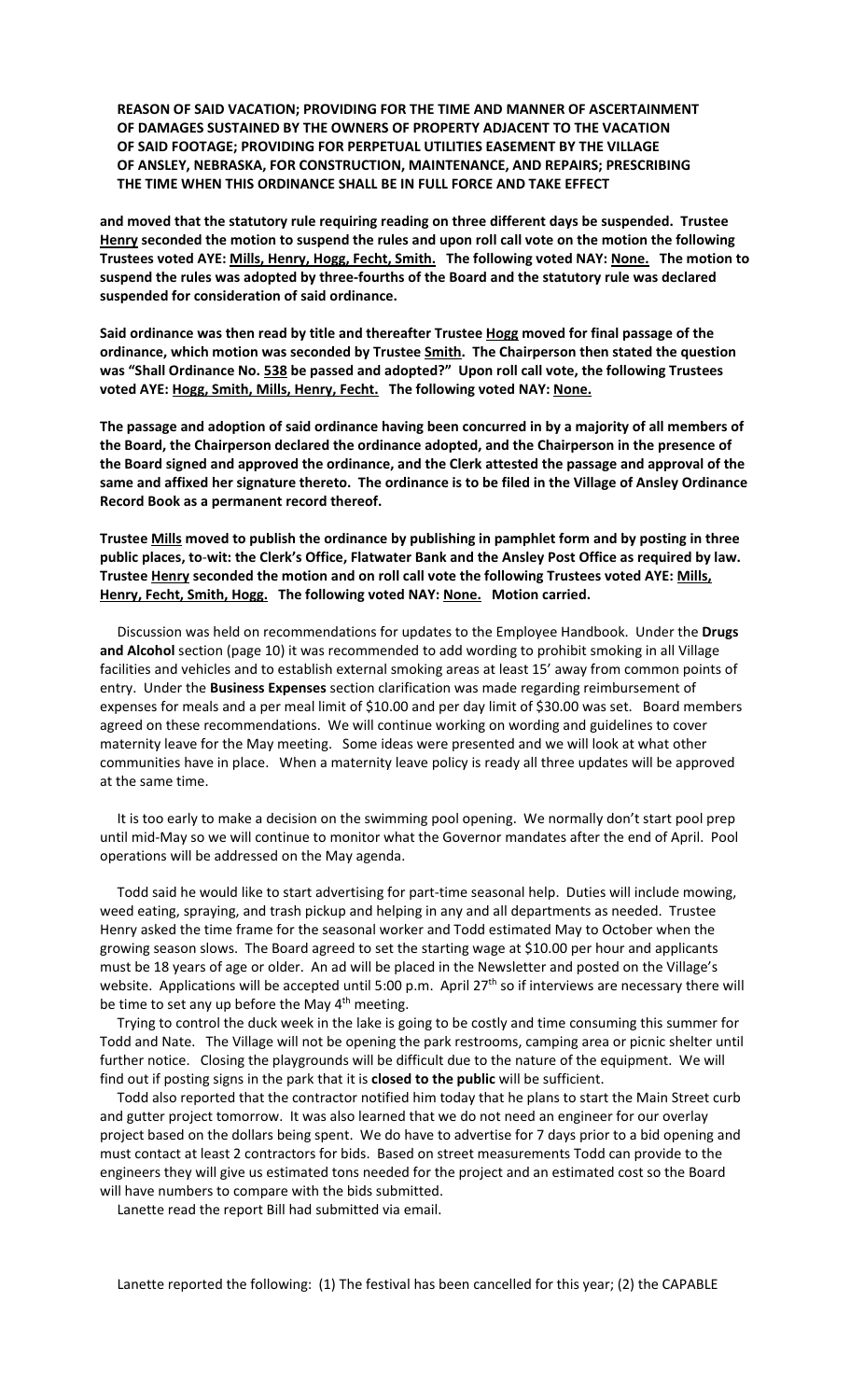**REASON OF SAID VACATION; PROVIDING FOR THE TIME AND MANNER OF ASCERTAINMENT OF DAMAGES SUSTAINED BY THE OWNERS OF PROPERTY ADJACENT TO THE VACATION OF SAID FOOTAGE; PROVIDING FOR PERPETUAL UTILITIES EASEMENT BY THE VILLAGE OF ANSLEY, NEBRASKA, FOR CONSTRUCTION, MAINTENANCE, AND REPAIRS; PRESCRIBING THE TIME WHEN THIS ORDINANCE SHALL BE IN FULL FORCE AND TAKE EFFECT**

**and moved that the statutory rule requiring reading on three different days be suspended. Trustee Henry seconded the motion to suspend the rules and upon roll call vote on the motion the following Trustees voted AYE: Mills, Henry, Hogg, Fecht, Smith. The following voted NAY: None. The motion to suspend the rules was adopted by three-fourths of the Board and the statutory rule was declared suspended for consideration of said ordinance.**

**Said ordinance was then read by title and thereafter Trustee Hogg moved for final passage of the ordinance, which motion was seconded by Trustee Smith. The Chairperson then stated the question was "Shall Ordinance No. 538 be passed and adopted?" Upon roll call vote, the following Trustees voted AYE: Hogg, Smith, Mills, Henry, Fecht. The following voted NAY: None.**

**The passage and adoption of said ordinance having been concurred in by a majority of all members of the Board, the Chairperson declared the ordinance adopted, and the Chairperson in the presence of the Board signed and approved the ordinance, and the Clerk attested the passage and approval of the same and affixed her signature thereto. The ordinance is to be filed in the Village of Ansley Ordinance Record Book as a permanent record thereof.**

**Trustee Mills moved to publish the ordinance by publishing in pamphlet form and by posting in three public places, to-wit: the Clerk's Office, Flatwater Bank and the Ansley Post Office as required by law. Trustee Henry seconded the motion and on roll call vote the following Trustees voted AYE: Mills, Henry, Fecht, Smith, Hogg. The following voted NAY: None. Motion carried.**

Discussion was held on recommendations for updates to the Employee Handbook. Under the **Drugs and Alcohol** section (page 10) it was recommended to add wording to prohibit smoking in all Village facilities and vehicles and to establish external smoking areas at least 15' away from common points of entry. Under the **Business Expenses** section clarification was made regarding reimbursement of expenses for meals and a per meal limit of $10.00 and per day limit of $30.00 was set. Board members agreed on these recommendations. We will continue working on wording and guidelines to cover maternity leave for the May meeting. Some ideas were presented and we will look at what other communities have in place. When a maternity leave policy is ready all three updates will be approved at the same time.

It is too early to make a decision on the swimming pool opening. We normally don't start pool prep until mid-May so we will continue to monitor what the Governor mandates after the end of April. Pool operations will be addressed on the May agenda.

Todd said he would like to start advertising for part-time seasonal help. Duties will include mowing, weed eating, spraying, and trash pickup and helping in any and all departments as needed. Trustee Henry asked the time frame for the seasonal worker and Todd estimated May to October when the growing season slows. The Board agreed to set the starting wage at $10.00 per hour and applicants must be 18 years of age or older. An ad will be placed in the Newsletter and posted on the Village's website. Applications will be accepted until 5:00 p.m. April 27th so if interviews are necessary there will be time to set any up before the May 4th meeting.

Trying to control the duck week in the lake is going to be costly and time consuming this summer for Todd and Nate. The Village will not be opening the park restrooms, camping area or picnic shelter until further notice. Closing the playgrounds will be difficult due to the nature of the equipment. We will find out if posting signs in the park that it is **closed to the public** will be sufficient.

Todd also reported that the contractor notified him today that he plans to start the Main Street curb and gutter project tomorrow. It was also learned that we do not need an engineer for our overlay project based on the dollars being spent. We do have to advertise for 7 days prior to a bid opening and must contact at least 2 contractors for bids. Based on street measurements Todd can provide to the engineers they will give us estimated tons needed for the project and an estimated cost so the Board will have numbers to compare with the bids submitted.

Lanette read the report Bill had submitted via email.

Lanette reported the following: (1) The festival has been cancelled for this year; (2) the CAPABLE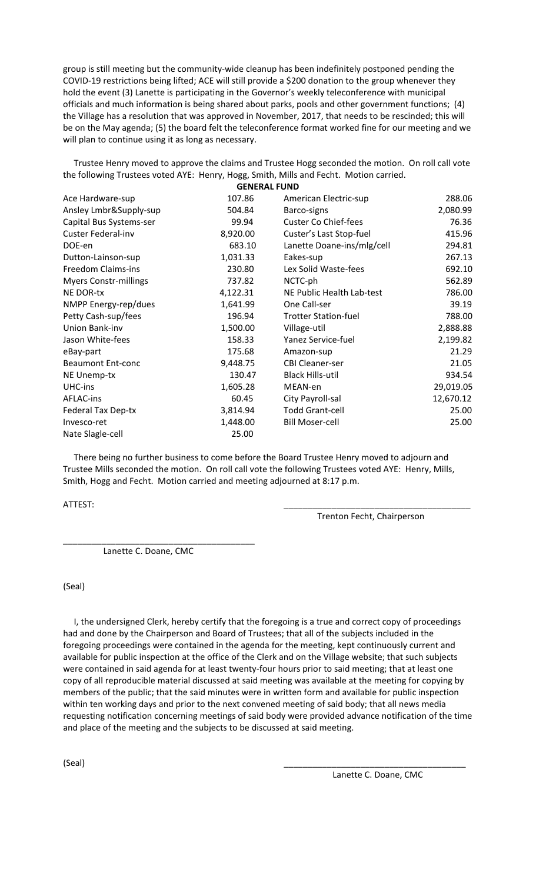group is still meeting but the community-wide cleanup has been indefinitely postponed pending the COVID-19 restrictions being lifted; ACE will still provide a $200 donation to the group whenever they hold the event (3) Lanette is participating in the Governor's weekly teleconference with municipal officials and much information is being shared about parks, pools and other government functions; (4) the Village has a resolution that was approved in November, 2017, that needs to be rescinded; this will be on the May agenda; (5) the board felt the teleconference format worked fine for our meeting and we will plan to continue using it as long as necessary.

Trustee Henry moved to approve the claims and Trustee Hogg seconded the motion. On roll call vote the following Trustees voted AYE: Henry, Hogg, Smith, Mills and Fecht. Motion carried.

**GENERAL FUND**

| | | | |
|---|---|---|---|
| Ace Hardware-sup | 107.86 | American Electric-sup | 288.06 |
| Ansley Lmbr&Supply-sup | 504.84 | Barco-signs | 2,080.99 |
| Capital Bus Systems-ser | 99.94 | Custer Co Chief-fees | 76.36 |
| Custer Federal-inv | 8,920.00 | Custer's Last Stop-fuel | 415.96 |
| DOE-en | 683.10 | Lanette Doane-ins/mlg/cell | 294.81 |
| Dutton-Lainson-sup | 1,031.33 | Eakes-sup | 267.13 |
| Freedom Claims-ins | 230.80 | Lex Solid Waste-fees | 692.10 |
| Myers Constr-millings | 737.82 | NCTC-ph | 562.89 |
| NE DOR-tx | 4,122.31 | NE Public Health Lab-test | 786.00 |
| NMPP Energy-rep/dues | 1,641.99 | One Call-ser | 39.19 |
| Petty Cash-sup/fees | 196.94 | Trotter Station-fuel | 788.00 |
| Union Bank-inv | 1,500.00 | Village-util | 2,888.88 |
| Jason White-fees | 158.33 | Yanez Service-fuel | 2,199.82 |
| eBay-part | 175.68 | Amazon-sup | 21.29 |
| Beaumont Ent-conc | 9,448.75 | CBI Cleaner-ser | 21.05 |
| NE Unemp-tx | 130.47 | Black Hills-util | 934.54 |
| UHC-ins | 1,605.28 | MEAN-en | 29,019.05 |
| AFLAC-ins | 60.45 | City Payroll-sal | 12,670.12 |
| Federal Tax Dep-tx | 3,814.94 | Todd Grant-cell | 25.00 |
| Invesco-ret | 1,448.00 | Bill Moser-cell | 25.00 |
| Nate Slagle-cell | 25.00 | | |

There being no further business to come before the Board Trustee Henry moved to adjourn and Trustee Mills seconded the motion. On roll call vote the following Trustees voted AYE: Henry, Mills, Smith, Hogg and Fecht. Motion carried and meeting adjourned at 8:17 p.m.

ATTEST:

\_\_\_\_\_\_\_\_\_\_\_\_\_\_\_\_\_\_\_\_\_\_\_\_\_\_\_\_\_\_\_\_\_\_\_\_\_\_\_\_

Trenton Fecht, Chairperson

\_\_\_\_\_\_\_\_\_\_\_\_\_\_\_\_\_\_\_\_\_\_\_\_\_\_\_\_\_\_\_\_\_\_\_\_\_\_\_\_

Lanette C. Doane, CMC

(Seal)

I, the undersigned Clerk, hereby certify that the foregoing is a true and correct copy of proceedings had and done by the Chairperson and Board of Trustees; that all of the subjects included in the foregoing proceedings were contained in the agenda for the meeting, kept continuously current and available for public inspection at the office of the Clerk and on the Village website; that such subjects were contained in said agenda for at least twenty-four hours prior to said meeting; that at least one copy of all reproducible material discussed at said meeting was available at the meeting for copying by members of the public; that the said minutes were in written form and available for public inspection within ten working days and prior to the next convened meeting of said body; that all news media requesting notification concerning meetings of said body were provided advance notification of the time and place of the meeting and the subjects to be discussed at said meeting.

(Seal)

\_\_\_\_\_\_\_\_\_\_\_\_\_\_\_\_\_\_\_\_\_\_\_\_\_\_\_\_\_\_\_\_\_\_\_\_\_\_\_\_

Lanette C. Doane, CMC